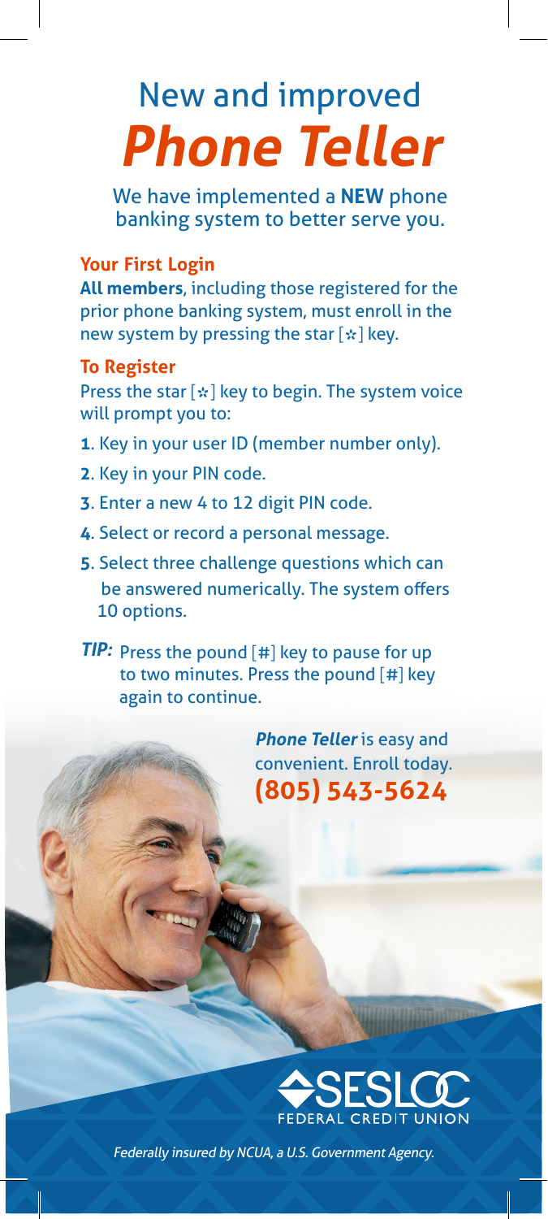# New and improved *Phone Teller*

We have implemented a **NEW** phone banking system to better serve you.

### Your First Login

**All members**, including those registered for the prior phone banking system, must enroll in the new system by pressing the star [*] key.

### To Register

Press the star [*] key to begin. The system voice will prompt you to:

**1**. Key in your user ID (member number only).

**2**. Key in your PIN code.

**3**. Enter a new 4 to 12 digit PIN code.

**4**. Select or record a personal message.

**5**. Select three challenge questions which can be answered numerically. The system offers 10 options.

***TIP:*** Press the pound [#] key to pause for up to two minutes. Press the pound [#] key again to continue.

***Phone Teller*** is easy and convenient. Enroll today.
**(805) 543-5624**

SESLOC FEDERAL CREDIT UNION

*Federally insured by NCUA, a U.S. Government Agency.*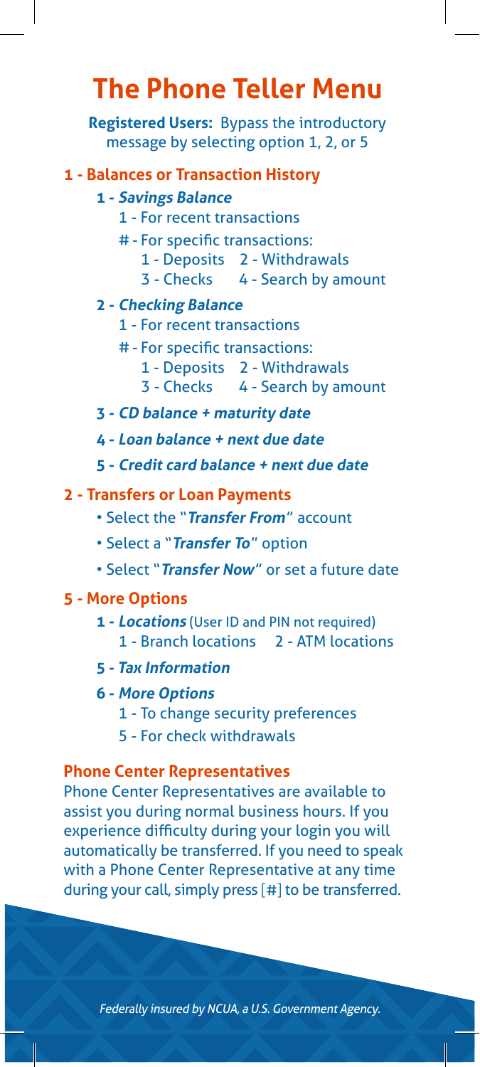# The Phone Teller Menu

**Registered Users:** Bypass the introductory message by selecting option 1, 2, or 5

## 1 - Balances or Transaction History

- **1 - *Savings Balance***
  - 1 - For recent transactions
  - # - For specific transactions:
    - 1 - Deposits 2 - Withdrawals
    - 3 - Checks 4 - Search by amount
- **2 - *Checking Balance***
  - 1 - For recent transactions
  - # - For specific transactions:
    - 1 - Deposits 2 - Withdrawals
    - 3 - Checks 4 - Search by amount
- **3 - *CD balance + maturity date***
- **4 - *Loan balance + next due date***
- **5 - *Credit card balance + next due date***

## 2 - Transfers or Loan Payments

- Select the "***Transfer From***" account
- Select a "***Transfer To***" option
- Select "***Transfer Now***" or set a future date

## 5 - More Options

- **1 - *Locations*** (User ID and PIN not required)
  - 1 - Branch locations 2 - ATM locations
- **5 - *Tax Information***
- **6 - *More Options***
  - 1 - To change security preferences
  - 5 - For check withdrawals

### Phone Center Representatives

Phone Center Representatives are available to assist you during normal business hours. If you experience difficulty during your login you will automatically be transferred. If you need to speak with a Phone Center Representative at any time during your call, simply press [#] to be transferred.

*Federally insured by NCUA, a U.S. Government Agency.*